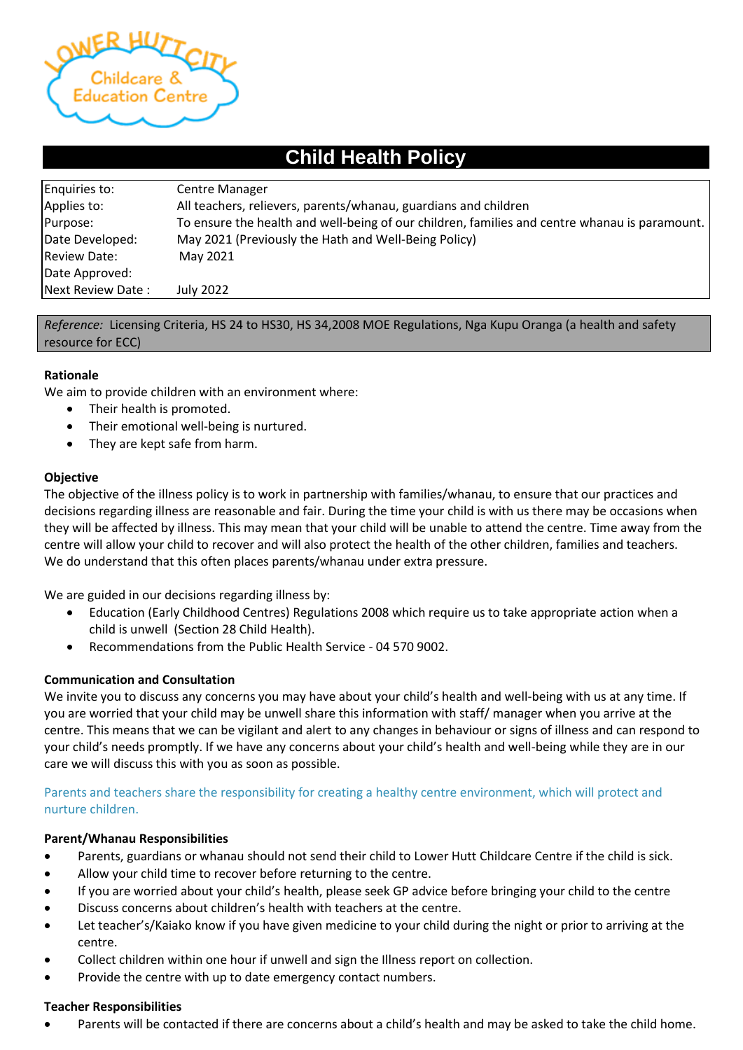# Child Health Policy

| | |
|---|---|
| Enquiries to: | Centre Manager |
| Applies to: | All teachers, relievers, parents/whanau, guardians and children |
| Purpose: | To ensure the health and well-being of our children, families and centre whanau is paramount. |
| Date Developed: | May 2021 (Previously the Hath and Well-Being Policy) |
| Review Date: | May 2021 |
| Date Approved: | |
| Next Review Date : | July 2022 |

*Reference:* Licensing Criteria, HS 24 to HS30, HS 34,2008 MOE Regulations, Nga Kupu Oranga (a health and safety resource for ECC)

**Rationale**

We aim to provide children with an environment where:

- Their health is promoted.
- Their emotional well-being is nurtured.
- They are kept safe from harm.

**Objective**

The objective of the illness policy is to work in partnership with families/whanau, to ensure that our practices and decisions regarding illness are reasonable and fair. During the time your child is with us there may be occasions when they will be affected by illness. This may mean that your child will be unable to attend the centre. Time away from the centre will allow your child to recover and will also protect the health of the other children, families and teachers. We do understand that this often places parents/whanau under extra pressure.

We are guided in our decisions regarding illness by:

- Education (Early Childhood Centres) Regulations 2008 which require us to take appropriate action when a child is unwell (Section 28 Child Health).
- Recommendations from the Public Health Service - 04 570 9002.

**Communication and Consultation**

We invite you to discuss any concerns you may have about your child's health and well-being with us at any time. If you are worried that your child may be unwell share this information with staff/ manager when you arrive at the centre. This means that we can be vigilant and alert to any changes in behaviour or signs of illness and can respond to your child's needs promptly. If we have any concerns about your child's health and well-being while they are in our care we will discuss this with you as soon as possible.

Parents and teachers share the responsibility for creating a healthy centre environment, which will protect and nurture children.

**Parent/Whanau Responsibilities**

- Parents, guardians or whanau should not send their child to Lower Hutt Childcare Centre if the child is sick.
- Allow your child time to recover before returning to the centre.
- If you are worried about your child's health, please seek GP advice before bringing your child to the centre
- Discuss concerns about children's health with teachers at the centre.
- Let teacher's/Kaiako know if you have given medicine to your child during the night or prior to arriving at the centre.
- Collect children within one hour if unwell and sign the Illness report on collection.
- Provide the centre with up to date emergency contact numbers.

**Teacher Responsibilities**

- Parents will be contacted if there are concerns about a child's health and may be asked to take the child home.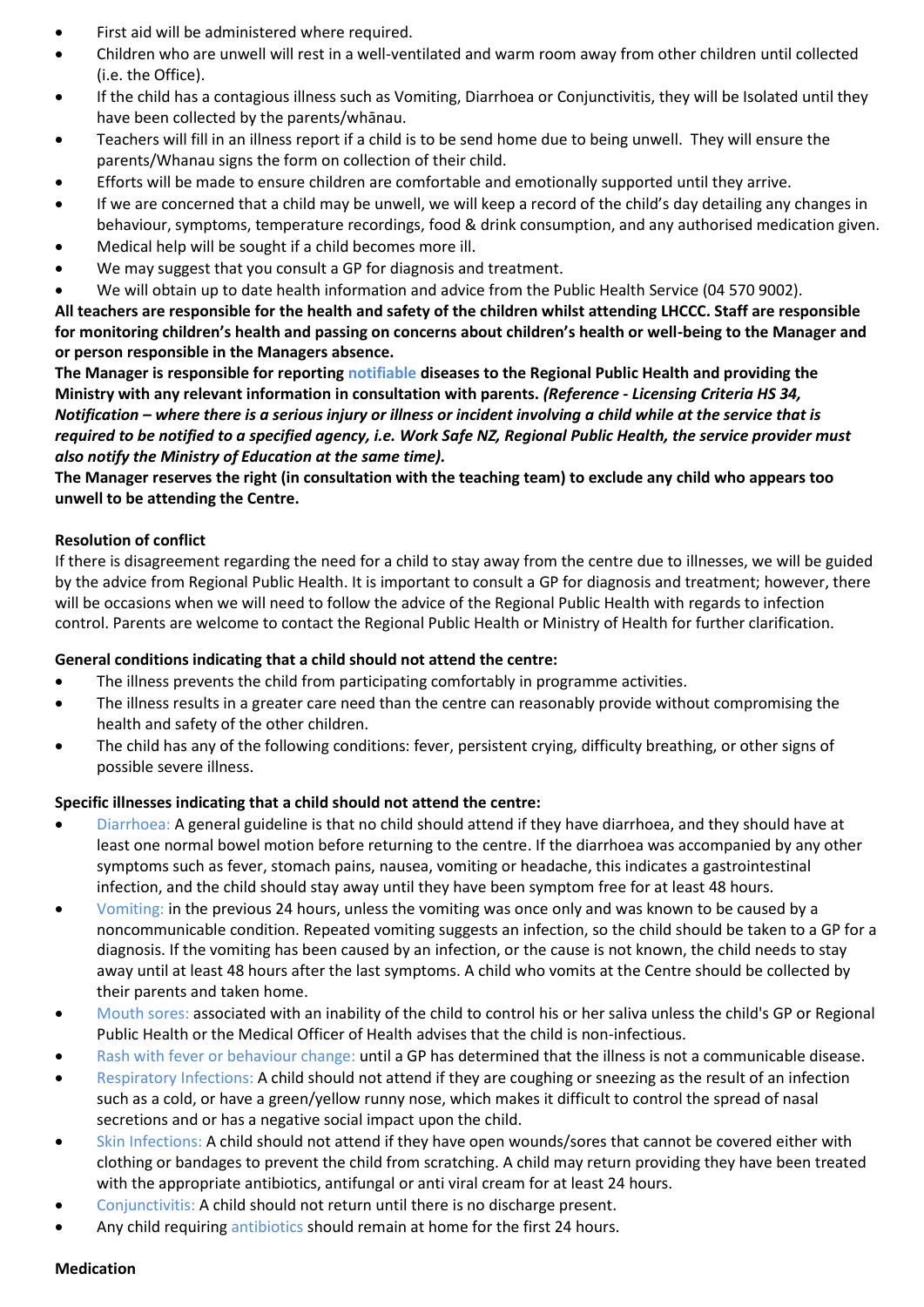- First aid will be administered where required.
- Children who are unwell will rest in a well-ventilated and warm room away from other children until collected (i.e. the Office).
- If the child has a contagious illness such as Vomiting, Diarrhoea or Conjunctivitis, they will be Isolated until they have been collected by the parents/whānau.
- Teachers will fill in an illness report if a child is to be send home due to being unwell. They will ensure the parents/Whanau signs the form on collection of their child.
- Efforts will be made to ensure children are comfortable and emotionally supported until they arrive.
- If we are concerned that a child may be unwell, we will keep a record of the child's day detailing any changes in behaviour, symptoms, temperature recordings, food & drink consumption, and any authorised medication given.
- Medical help will be sought if a child becomes more ill.
- We may suggest that you consult a GP for diagnosis and treatment.
- We will obtain up to date health information and advice from the Public Health Service (04 570 9002).

**All teachers are responsible for the health and safety of the children whilst attending LHCCC. Staff are responsible for monitoring children's health and passing on concerns about children's health or well-being to the Manager and or person responsible in the Managers absence.**

**The Manager is responsible for reporting notifiable diseases to the Regional Public Health and providing the Ministry with any relevant information in consultation with parents.** ***(Reference - Licensing Criteria HS 34, Notification – where there is a serious injury or illness or incident involving a child while at the service that is required to be notified to a specified agency, i.e. Work Safe NZ, Regional Public Health, the service provider must also notify the Ministry of Education at the same time).***

**The Manager reserves the right (in consultation with the teaching team) to exclude any child who appears too unwell to be attending the Centre.**

**Resolution of conflict**

If there is disagreement regarding the need for a child to stay away from the centre due to illnesses, we will be guided by the advice from Regional Public Health. It is important to consult a GP for diagnosis and treatment; however, there will be occasions when we will need to follow the advice of the Regional Public Health with regards to infection control. Parents are welcome to contact the Regional Public Health or Ministry of Health for further clarification.

**General conditions indicating that a child should not attend the centre:**

- The illness prevents the child from participating comfortably in programme activities.
- The illness results in a greater care need than the centre can reasonably provide without compromising the health and safety of the other children.
- The child has any of the following conditions: fever, persistent crying, difficulty breathing, or other signs of possible severe illness.

**Specific illnesses indicating that a child should not attend the centre:**

- Diarrhoea: A general guideline is that no child should attend if they have diarrhoea, and they should have at least one normal bowel motion before returning to the centre. If the diarrhoea was accompanied by any other symptoms such as fever, stomach pains, nausea, vomiting or headache, this indicates a gastrointestinal infection, and the child should stay away until they have been symptom free for at least 48 hours.
- Vomiting: in the previous 24 hours, unless the vomiting was once only and was known to be caused by a noncommunicable condition. Repeated vomiting suggests an infection, so the child should be taken to a GP for a diagnosis. If the vomiting has been caused by an infection, or the cause is not known, the child needs to stay away until at least 48 hours after the last symptoms. A child who vomits at the Centre should be collected by their parents and taken home.
- Mouth sores: associated with an inability of the child to control his or her saliva unless the child's GP or Regional Public Health or the Medical Officer of Health advises that the child is non-infectious.
- Rash with fever or behaviour change: until a GP has determined that the illness is not a communicable disease.
- Respiratory Infections: A child should not attend if they are coughing or sneezing as the result of an infection such as a cold, or have a green/yellow runny nose, which makes it difficult to control the spread of nasal secretions and or has a negative social impact upon the child.
- Skin Infections: A child should not attend if they have open wounds/sores that cannot be covered either with clothing or bandages to prevent the child from scratching. A child may return providing they have been treated with the appropriate antibiotics, antifungal or anti viral cream for at least 24 hours.
- Conjunctivitis: A child should not return until there is no discharge present.
- Any child requiring antibiotics should remain at home for the first 24 hours.

**Medication**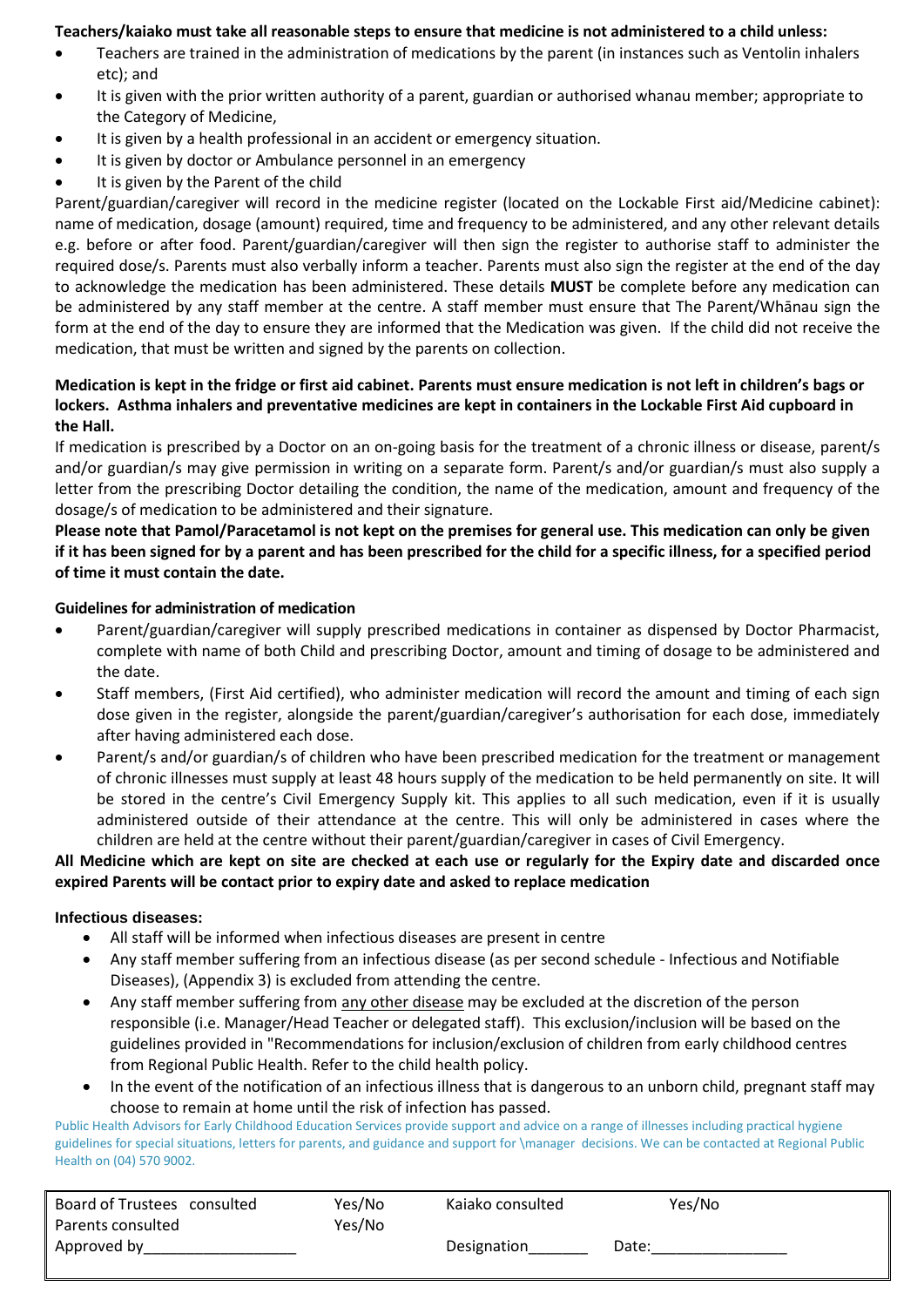**Teachers/kaiako must take all reasonable steps to ensure that medicine is not administered to a child unless:**

- Teachers are trained in the administration of medications by the parent (in instances such as Ventolin inhalers etc); and
- It is given with the prior written authority of a parent, guardian or authorised whanau member; appropriate to the Category of Medicine,
- It is given by a health professional in an accident or emergency situation.
- It is given by doctor or Ambulance personnel in an emergency
- It is given by the Parent of the child

Parent/guardian/caregiver will record in the medicine register (located on the Lockable First aid/Medicine cabinet): name of medication, dosage (amount) required, time and frequency to be administered, and any other relevant details e.g. before or after food. Parent/guardian/caregiver will then sign the register to authorise staff to administer the required dose/s. Parents must also verbally inform a teacher. Parents must also sign the register at the end of the day to acknowledge the medication has been administered. These details **MUST** be complete before any medication can be administered by any staff member at the centre. A staff member must ensure that The Parent/Whānau sign the form at the end of the day to ensure they are informed that the Medication was given. If the child did not receive the medication, that must be written and signed by the parents on collection.

**Medication is kept in the fridge or first aid cabinet. Parents must ensure medication is not left in children's bags or lockers. Asthma inhalers and preventative medicines are kept in containers in the Lockable First Aid cupboard in the Hall.**

If medication is prescribed by a Doctor on an on-going basis for the treatment of a chronic illness or disease, parent/s and/or guardian/s may give permission in writing on a separate form. Parent/s and/or guardian/s must also supply a letter from the prescribing Doctor detailing the condition, the name of the medication, amount and frequency of the dosage/s of medication to be administered and their signature.

**Please note that Pamol/Paracetamol is not kept on the premises for general use. This medication can only be given if it has been signed for by a parent and has been prescribed for the child for a specific illness, for a specified period of time it must contain the date.**

**Guidelines for administration of medication**

- Parent/guardian/caregiver will supply prescribed medications in container as dispensed by Doctor Pharmacist, complete with name of both Child and prescribing Doctor, amount and timing of dosage to be administered and the date.
- Staff members, (First Aid certified), who administer medication will record the amount and timing of each sign dose given in the register, alongside the parent/guardian/caregiver's authorisation for each dose, immediately after having administered each dose.
- Parent/s and/or guardian/s of children who have been prescribed medication for the treatment or management of chronic illnesses must supply at least 48 hours supply of the medication to be held permanently on site. It will be stored in the centre's Civil Emergency Supply kit. This applies to all such medication, even if it is usually administered outside of their attendance at the centre. This will only be administered in cases where the children are held at the centre without their parent/guardian/caregiver in cases of Civil Emergency.

**All Medicine which are kept on site are checked at each use or regularly for the Expiry date and discarded once expired Parents will be contact prior to expiry date and asked to replace medication**

**Infectious diseases:**

- All staff will be informed when infectious diseases are present in centre
- Any staff member suffering from an infectious disease (as per second schedule - Infectious and Notifiable Diseases), (Appendix 3) is excluded from attending the centre.
- Any staff member suffering from any other disease may be excluded at the discretion of the person responsible (i.e. Manager/Head Teacher or delegated staff). This exclusion/inclusion will be based on the guidelines provided in "Recommendations for inclusion/exclusion of children from early childhood centres from Regional Public Health. Refer to the child health policy.
- In the event of the notification of an infectious illness that is dangerous to an unborn child, pregnant staff may choose to remain at home until the risk of infection has passed.

Public Health Advisors for Early Childhood Education Services provide support and advice on a range of illnesses including practical hygiene guidelines for special situations, letters for parents, and guidance and support for \manager decisions. We can be contacted at Regional Public Health on (04) 570 9002.

| | | | |
|---|---|---|---|
| Board of Trustees consulted | Yes/No | Kaiako consulted | Yes/No |
| Parents consulted | Yes/No | | |
| Approved by__________________ | | Designation_______ | Date:________________ |